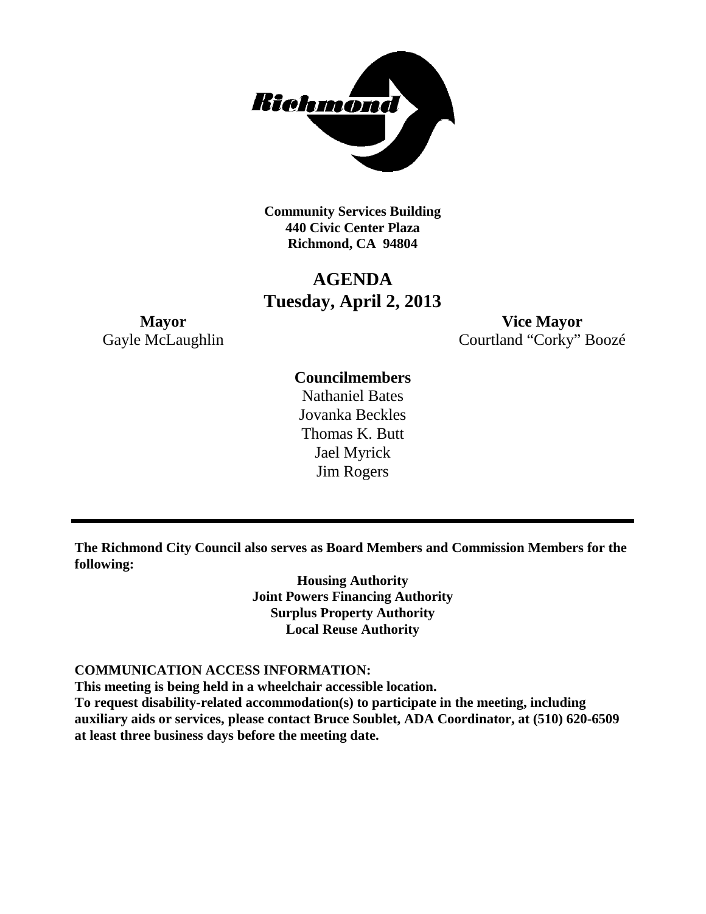**Community Services Building**
**440 Civic Center Plaza**
**Richmond, CA 94804**

# AGENDA
# Tuesday, April 2, 2013

**Mayor**
Gayle McLaughlin

**Vice Mayor**
Courtland "Corky" Boozé

**Councilmembers**
Nathaniel Bates
Jovanka Beckles
Thomas K. Butt
Jael Myrick
Jim Rogers

---

**The Richmond City Council also serves as Board Members and Commission Members for the following:**

**Housing Authority**
**Joint Powers Financing Authority**
**Surplus Property Authority**
**Local Reuse Authority**

**COMMUNICATION ACCESS INFORMATION:**
**This meeting is being held in a wheelchair accessible location.**
**To request disability-related accommodation(s) to participate in the meeting, including auxiliary aids or services, please contact Bruce Soublet, ADA Coordinator, at (510) 620-6509 at least three business days before the meeting date.**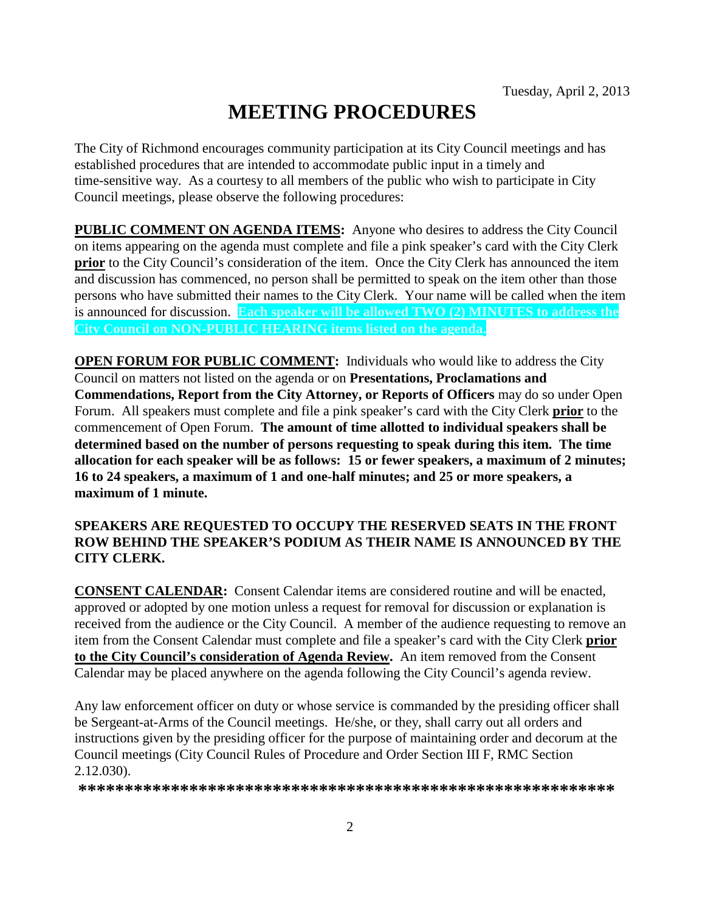Tuesday, April 2, 2013

# MEETING PROCEDURES

The City of Richmond encourages community participation at its City Council meetings and has established procedures that are intended to accommodate public input in a timely and time-sensitive way. As a courtesy to all members of the public who wish to participate in City Council meetings, please observe the following procedures:

**PUBLIC COMMENT ON AGENDA ITEMS:** Anyone who desires to address the City Council on items appearing on the agenda must complete and file a pink speaker's card with the City Clerk **prior** to the City Council's consideration of the item. Once the City Clerk has announced the item and discussion has commenced, no person shall be permitted to speak on the item other than those persons who have submitted their names to the City Clerk. Your name will be called when the item is announced for discussion. **Each speaker will be allowed TWO (2) MINUTES to address the City Council on NON-PUBLIC HEARING items listed on the agenda.**

**OPEN FORUM FOR PUBLIC COMMENT:** Individuals who would like to address the City Council on matters not listed on the agenda or on **Presentations, Proclamations and Commendations, Report from the City Attorney, or Reports of Officers** may do so under Open Forum. All speakers must complete and file a pink speaker's card with the City Clerk **prior** to the commencement of Open Forum. **The amount of time allotted to individual speakers shall be determined based on the number of persons requesting to speak during this item. The time allocation for each speaker will be as follows: 15 or fewer speakers, a maximum of 2 minutes; 16 to 24 speakers, a maximum of 1 and one-half minutes; and 25 or more speakers, a maximum of 1 minute.**

**SPEAKERS ARE REQUESTED TO OCCUPY THE RESERVED SEATS IN THE FRONT ROW BEHIND THE SPEAKER'S PODIUM AS THEIR NAME IS ANNOUNCED BY THE CITY CLERK.**

**CONSENT CALENDAR:** Consent Calendar items are considered routine and will be enacted, approved or adopted by one motion unless a request for removal for discussion or explanation is received from the audience or the City Council. A member of the audience requesting to remove an item from the Consent Calendar must complete and file a speaker's card with the City Clerk **prior to the City Council's consideration of Agenda Review.** An item removed from the Consent Calendar may be placed anywhere on the agenda following the City Council's agenda review.

Any law enforcement officer on duty or whose service is commanded by the presiding officer shall be Sergeant-at-Arms of the Council meetings. He/she, or they, shall carry out all orders and instructions given by the presiding officer for the purpose of maintaining order and decorum at the Council meetings (City Council Rules of Procedure and Order Section III F, RMC Section 2.12.030).

**\*\*\*\*\*\*\*\*\*\*\*\*\*\*\*\*\*\*\*\*\*\*\*\*\*\*\*\*\*\*\*\*\*\*\*\*\*\*\*\*\*\*\*\*\*\*\*\*\*\*\*\*\*\*\*\*\*\*\*\*\***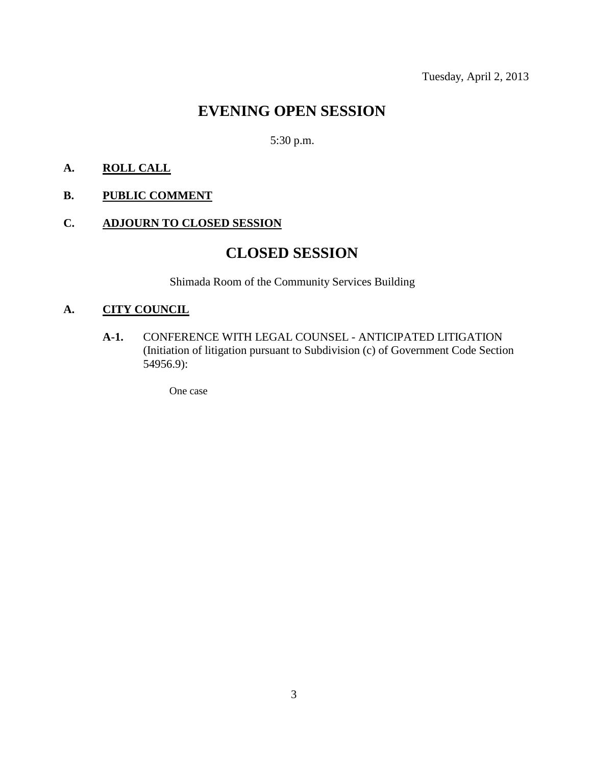Tuesday, April 2, 2013

# EVENING OPEN SESSION

5:30 p.m.

**A. ROLL CALL**

**B. PUBLIC COMMENT**

**C. ADJOURN TO CLOSED SESSION**

# CLOSED SESSION

Shimada Room of the Community Services Building

**A. CITY COUNCIL**

**A-1.** CONFERENCE WITH LEGAL COUNSEL - ANTICIPATED LITIGATION (Initiation of litigation pursuant to Subdivision (c) of Government Code Section 54956.9):

One case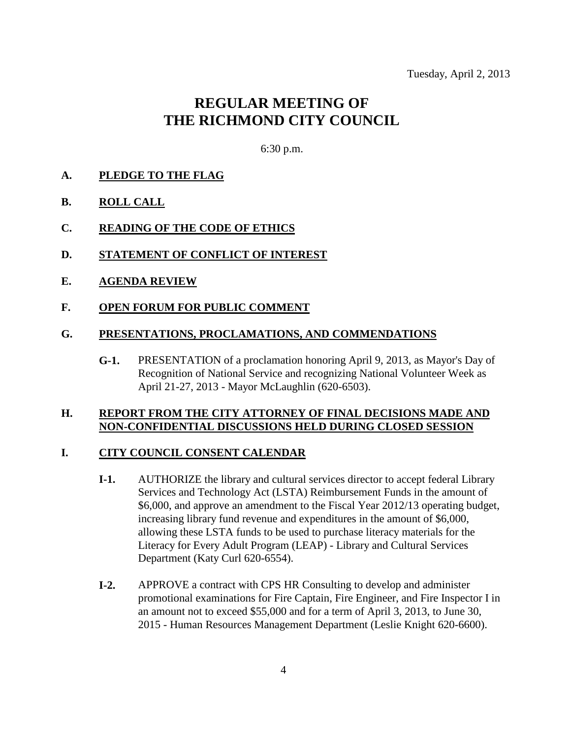Tuesday, April 2, 2013

# REGULAR MEETING OF THE RICHMOND CITY COUNCIL

6:30 p.m.

**A. PLEDGE TO THE FLAG**

**B. ROLL CALL**

**C. READING OF THE CODE OF ETHICS**

**D. STATEMENT OF CONFLICT OF INTEREST**

**E. AGENDA REVIEW**

**F. OPEN FORUM FOR PUBLIC COMMENT**

**G. PRESENTATIONS, PROCLAMATIONS, AND COMMENDATIONS**

**G-1.** PRESENTATION of a proclamation honoring April 9, 2013, as Mayor's Day of Recognition of National Service and recognizing National Volunteer Week as April 21-27, 2013 - Mayor McLaughlin (620-6503).

**H. REPORT FROM THE CITY ATTORNEY OF FINAL DECISIONS MADE AND NON-CONFIDENTIAL DISCUSSIONS HELD DURING CLOSED SESSION**

**I. CITY COUNCIL CONSENT CALENDAR**

**I-1.** AUTHORIZE the library and cultural services director to accept federal Library Services and Technology Act (LSTA) Reimbursement Funds in the amount of $6,000, and approve an amendment to the Fiscal Year 2012/13 operating budget, increasing library fund revenue and expenditures in the amount of $6,000, allowing these LSTA funds to be used to purchase literacy materials for the Literacy for Every Adult Program (LEAP) - Library and Cultural Services Department (Katy Curl 620-6554).

**I-2.** APPROVE a contract with CPS HR Consulting to develop and administer promotional examinations for Fire Captain, Fire Engineer, and Fire Inspector I in an amount not to exceed $55,000 and for a term of April 3, 2013, to June 30, 2015 - Human Resources Management Department (Leslie Knight 620-6600).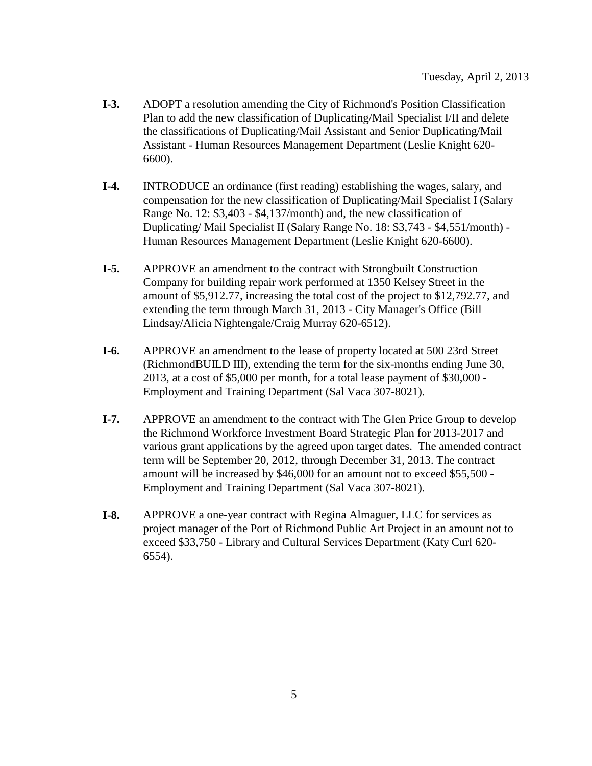**I-3.** ADOPT a resolution amending the City of Richmond's Position Classification Plan to add the new classification of Duplicating/Mail Specialist I/II and delete the classifications of Duplicating/Mail Assistant and Senior Duplicating/Mail Assistant - Human Resources Management Department (Leslie Knight 620-6600).

**I-4.** INTRODUCE an ordinance (first reading) establishing the wages, salary, and compensation for the new classification of Duplicating/Mail Specialist I (Salary Range No. 12: $3,403 - $4,137/month) and, the new classification of Duplicating/ Mail Specialist II (Salary Range No. 18: $3,743 - $4,551/month) - Human Resources Management Department (Leslie Knight 620-6600).

**I-5.** APPROVE an amendment to the contract with Strongbuilt Construction Company for building repair work performed at 1350 Kelsey Street in the amount of $5,912.77, increasing the total cost of the project to $12,792.77, and extending the term through March 31, 2013 - City Manager's Office (Bill Lindsay/Alicia Nightengale/Craig Murray 620-6512).

**I-6.** APPROVE an amendment to the lease of property located at 500 23rd Street (RichmondBUILD III), extending the term for the six-months ending June 30, 2013, at a cost of $5,000 per month, for a total lease payment of $30,000 - Employment and Training Department (Sal Vaca 307-8021).

**I-7.** APPROVE an amendment to the contract with The Glen Price Group to develop the Richmond Workforce Investment Board Strategic Plan for 2013-2017 and various grant applications by the agreed upon target dates. The amended contract term will be September 20, 2012, through December 31, 2013. The contract amount will be increased by $46,000 for an amount not to exceed $55,500 - Employment and Training Department (Sal Vaca 307-8021).

**I-8.** APPROVE a one-year contract with Regina Almaguer, LLC for services as project manager of the Port of Richmond Public Art Project in an amount not to exceed $33,750 - Library and Cultural Services Department (Katy Curl 620-6554).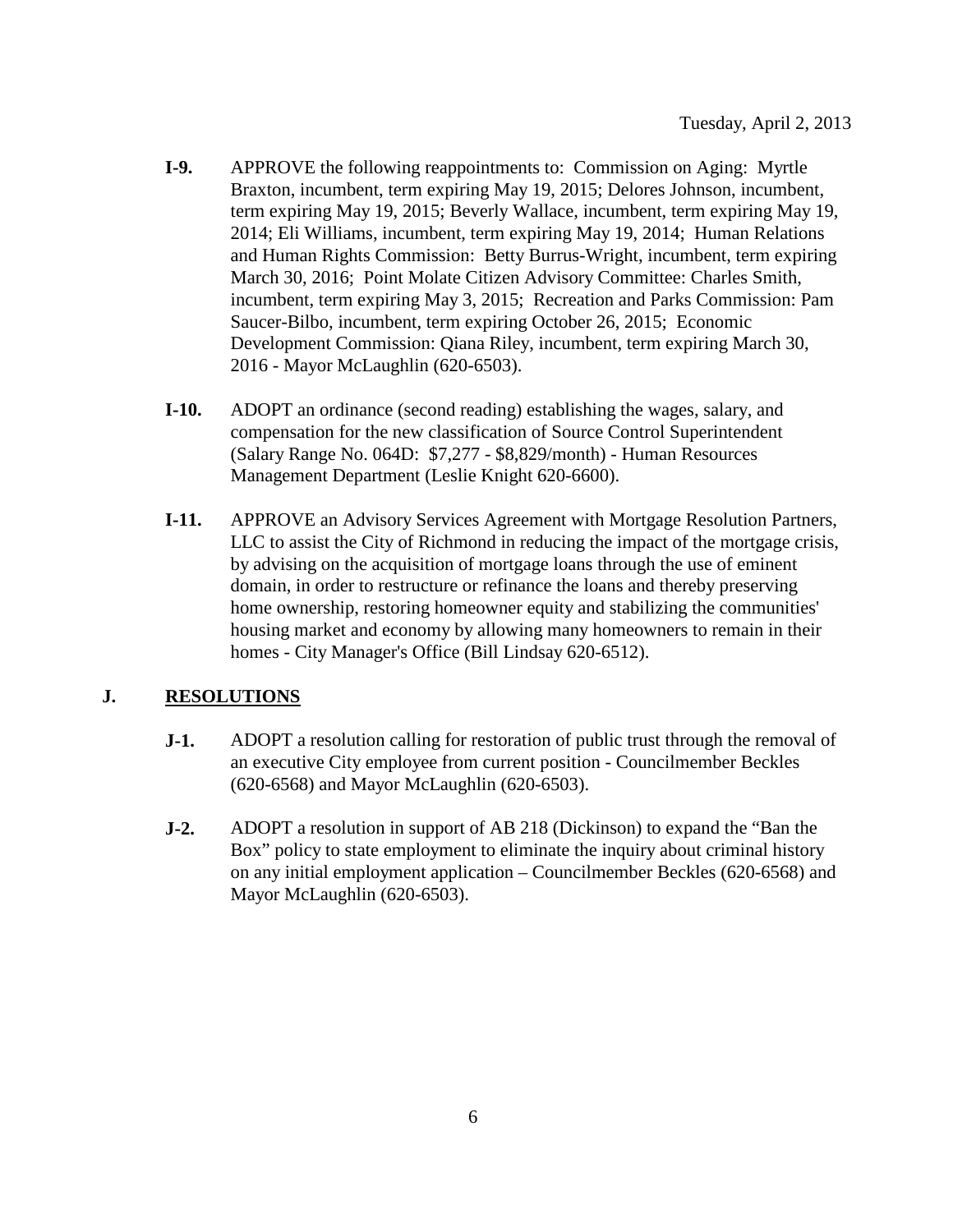**I-9.** APPROVE the following reappointments to: Commission on Aging: Myrtle Braxton, incumbent, term expiring May 19, 2015; Delores Johnson, incumbent, term expiring May 19, 2015; Beverly Wallace, incumbent, term expiring May 19, 2014; Eli Williams, incumbent, term expiring May 19, 2014; Human Relations and Human Rights Commission: Betty Burrus-Wright, incumbent, term expiring March 30, 2016; Point Molate Citizen Advisory Committee: Charles Smith, incumbent, term expiring May 3, 2015; Recreation and Parks Commission: Pam Saucer-Bilbo, incumbent, term expiring October 26, 2015; Economic Development Commission: Qiana Riley, incumbent, term expiring March 30, 2016 - Mayor McLaughlin (620-6503).

**I-10.** ADOPT an ordinance (second reading) establishing the wages, salary, and compensation for the new classification of Source Control Superintendent (Salary Range No. 064D: $7,277 - $8,829/month) - Human Resources Management Department (Leslie Knight 620-6600).

**I-11.** APPROVE an Advisory Services Agreement with Mortgage Resolution Partners, LLC to assist the City of Richmond in reducing the impact of the mortgage crisis, by advising on the acquisition of mortgage loans through the use of eminent domain, in order to restructure or refinance the loans and thereby preserving home ownership, restoring homeowner equity and stabilizing the communities' housing market and economy by allowing many homeowners to remain in their homes - City Manager's Office (Bill Lindsay 620-6512).

## J. RESOLUTIONS

**J-1.** ADOPT a resolution calling for restoration of public trust through the removal of an executive City employee from current position - Councilmember Beckles (620-6568) and Mayor McLaughlin (620-6503).

**J-2.** ADOPT a resolution in support of AB 218 (Dickinson) to expand the "Ban the Box" policy to state employment to eliminate the inquiry about criminal history on any initial employment application – Councilmember Beckles (620-6568) and Mayor McLaughlin (620-6503).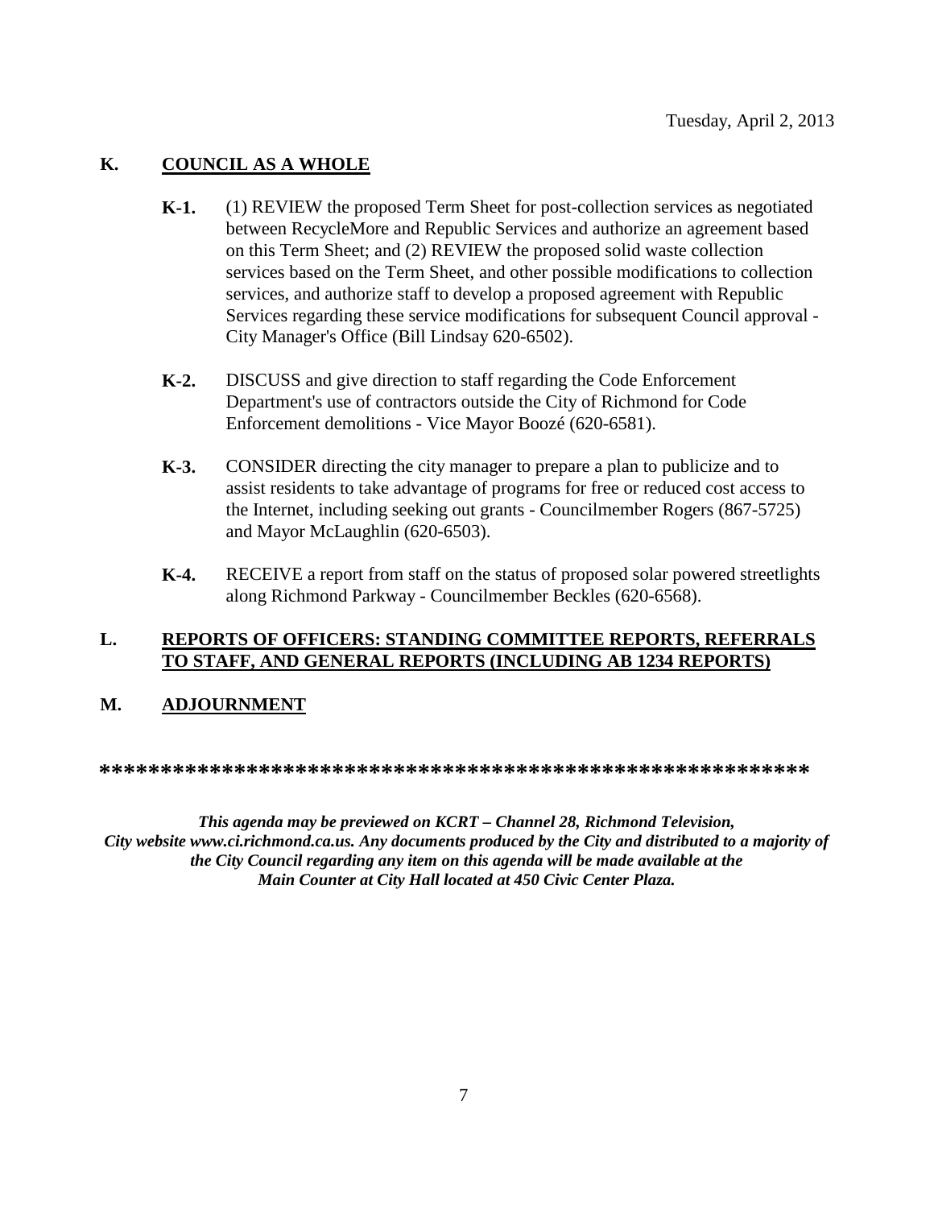Tuesday, April 2, 2013

## K. COUNCIL AS A WHOLE

**K-1.** (1) REVIEW the proposed Term Sheet for post-collection services as negotiated between RecycleMore and Republic Services and authorize an agreement based on this Term Sheet; and (2) REVIEW the proposed solid waste collection services based on the Term Sheet, and other possible modifications to collection services, and authorize staff to develop a proposed agreement with Republic Services regarding these service modifications for subsequent Council approval - City Manager's Office (Bill Lindsay 620-6502).

**K-2.** DISCUSS and give direction to staff regarding the Code Enforcement Department's use of contractors outside the City of Richmond for Code Enforcement demolitions - Vice Mayor Boozé (620-6581).

**K-3.** CONSIDER directing the city manager to prepare a plan to publicize and to assist residents to take advantage of programs for free or reduced cost access to the Internet, including seeking out grants - Councilmember Rogers (867-5725) and Mayor McLaughlin (620-6503).

**K-4.** RECEIVE a report from staff on the status of proposed solar powered streetlights along Richmond Parkway - Councilmember Beckles (620-6568).

## L. REPORTS OF OFFICERS: STANDING COMMITTEE REPORTS, REFERRALS TO STAFF, AND GENERAL REPORTS (INCLUDING AB 1234 REPORTS)

## M. ADJOURNMENT

**************************************************************

***This agenda may be previewed on KCRT – Channel 28, Richmond Television, City website www.ci.richmond.ca.us. Any documents produced by the City and distributed to a majority of the City Council regarding any item on this agenda will be made available at the Main Counter at City Hall located at 450 Civic Center Plaza.***